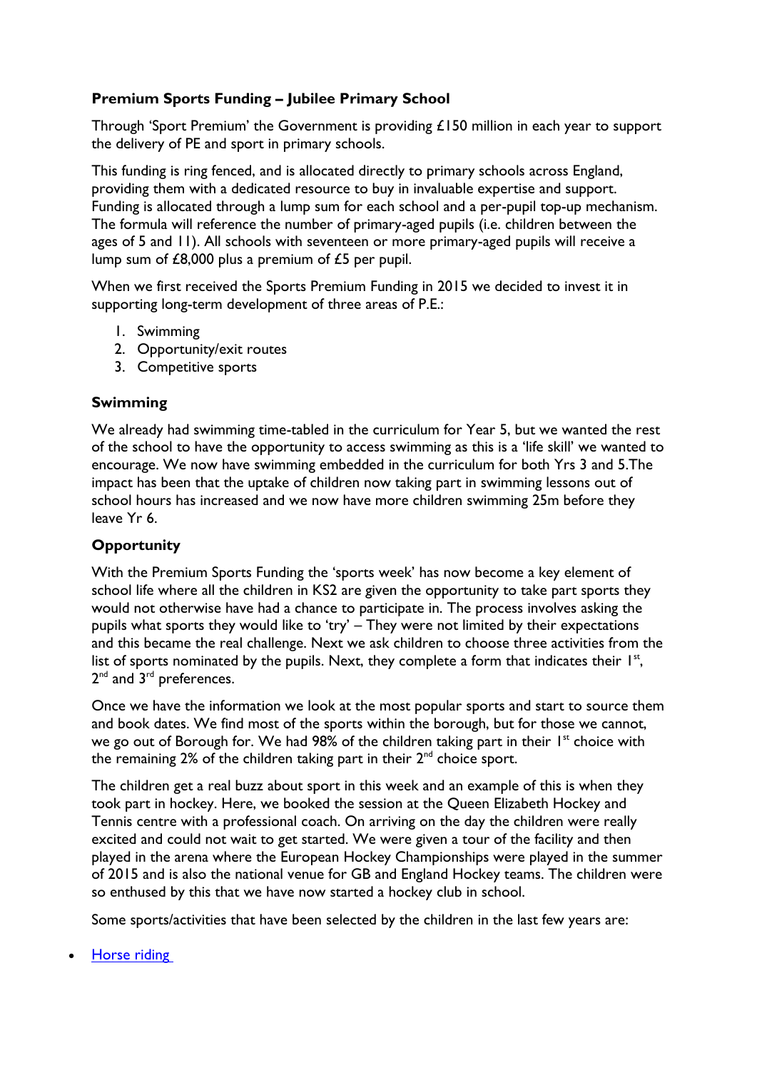## Premium Sports Funding – Jubilee Primary School

Through 'Sport Premium' the Government is providing £150 million in each year to support the delivery of PE and sport in primary schools.

This funding is ring fenced, and is allocated directly to primary schools across England, providing them with a dedicated resource to buy in invaluable expertise and support. Funding is allocated through a lump sum for each school and a per-pupil top-up mechanism. The formula will reference the number of primary-aged pupils (i.e. children between the ages of 5 and 11). All schools with seventeen or more primary-aged pupils will receive a lump sum of £8,000 plus a premium of £5 per pupil.

When we first received the Sports Premium Funding in 2015 we decided to invest it in supporting long-term development of three areas of P.E.:

1. Swimming
2. Opportunity/exit routes
3. Competitive sports

### Swimming

We already had swimming time-tabled in the curriculum for Year 5, but we wanted the rest of the school to have the opportunity to access swimming as this is a 'life skill' we wanted to encourage. We now have swimming embedded in the curriculum for both Yrs 3 and 5.The impact has been that the uptake of children now taking part in swimming lessons out of school hours has increased and we now have more children swimming 25m before they leave Yr 6.

### Opportunity

With the Premium Sports Funding the 'sports week' has now become a key element of school life where all the children in KS2 are given the opportunity to take part sports they would not otherwise have had a chance to participate in. The process involves asking the pupils what sports they would like to 'try' – They were not limited by their expectations and this became the real challenge. Next we ask children to choose three activities from the list of sports nominated by the pupils. Next, they complete a form that indicates their 1st, 2nd and 3rd preferences.

Once we have the information we look at the most popular sports and start to source them and book dates. We find most of the sports within the borough, but for those we cannot, we go out of Borough for. We had 98% of the children taking part in their 1st choice with the remaining 2% of the children taking part in their 2nd choice sport.

The children get a real buzz about sport in this week and an example of this is when they took part in hockey. Here, we booked the session at the Queen Elizabeth Hockey and Tennis centre with a professional coach. On arriving on the day the children were really excited and could not wait to get started. We were given a tour of the facility and then played in the arena where the European Hockey Championships were played in the summer of 2015 and is also the national venue for GB and England Hockey teams. The children were so enthused by this that we have now started a hockey club in school.

Some sports/activities that have been selected by the children in the last few years are:

- Horse riding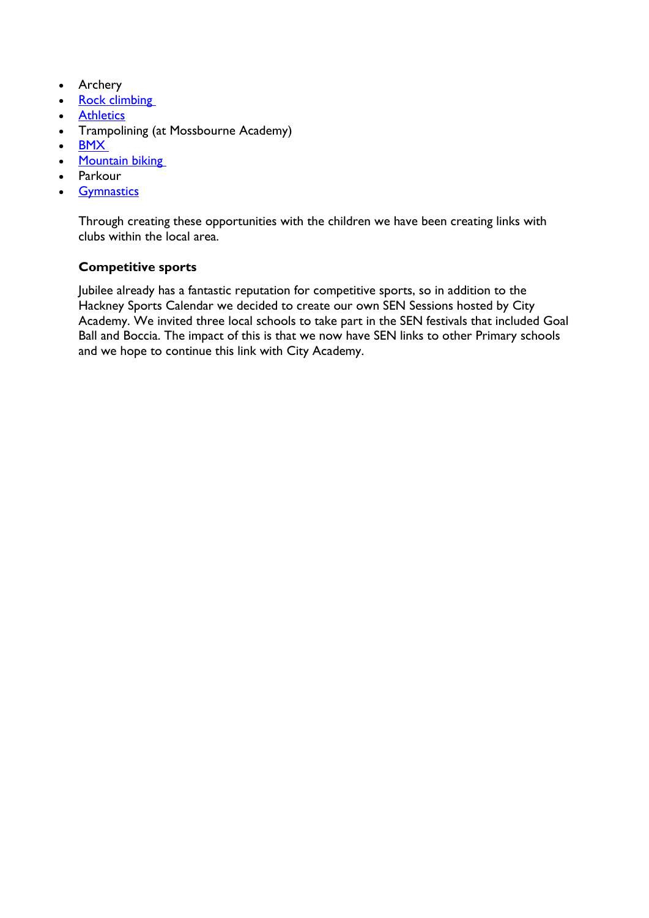- Archery
- Rock climbing
- Athletics
- Trampolining (at Mossbourne Academy)
- BMX
- Mountain biking
- Parkour
- Gymnastics

Through creating these opportunities with the children we have been creating links with clubs within the local area.

**Competitive sports**

Jubilee already has a fantastic reputation for competitive sports, so in addition to the Hackney Sports Calendar we decided to create our own SEN Sessions hosted by City Academy. We invited three local schools to take part in the SEN festivals that included Goal Ball and Boccia. The impact of this is that we now have SEN links to other Primary schools and we hope to continue this link with City Academy.